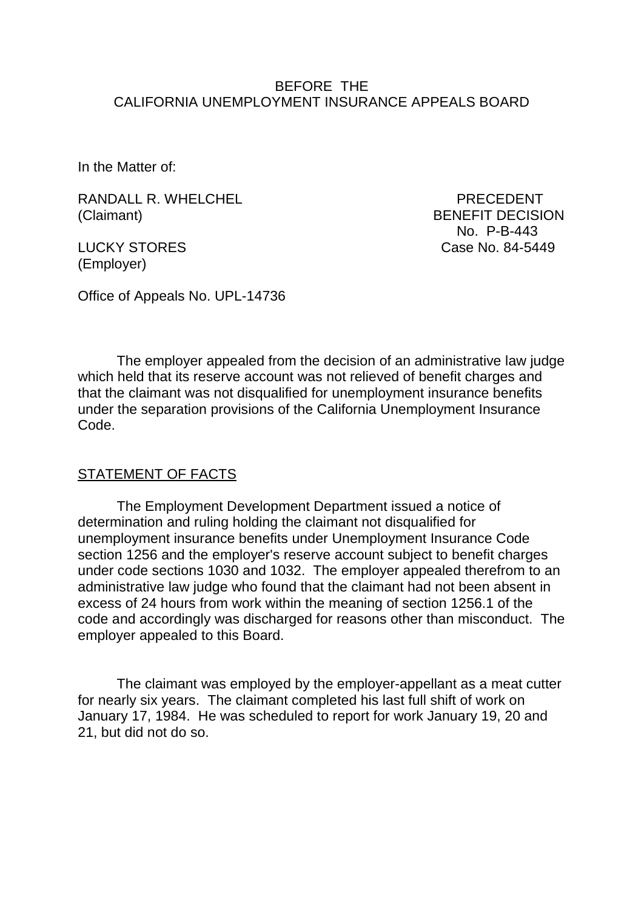BEFORE THE
CALIFORNIA UNEMPLOYMENT INSURANCE APPEALS BOARD

In the Matter of:

RANDALL R. WHELCHEL (Claimant)

LUCKY STORES (Employer)

PRECEDENT BENEFIT DECISION No. P-B-443
Case No. 84-5449

Office of Appeals No. UPL-14736

The employer appealed from the decision of an administrative law judge which held that its reserve account was not relieved of benefit charges and that the claimant was not disqualified for unemployment insurance benefits under the separation provisions of the California Unemployment Insurance Code.

## STATEMENT OF FACTS

The Employment Development Department issued a notice of determination and ruling holding the claimant not disqualified for unemployment insurance benefits under Unemployment Insurance Code section 1256 and the employer's reserve account subject to benefit charges under code sections 1030 and 1032. The employer appealed therefrom to an administrative law judge who found that the claimant had not been absent in excess of 24 hours from work within the meaning of section 1256.1 of the code and accordingly was discharged for reasons other than misconduct. The employer appealed to this Board.

The claimant was employed by the employer-appellant as a meat cutter for nearly six years. The claimant completed his last full shift of work on January 17, 1984. He was scheduled to report for work January 19, 20 and 21, but did not do so.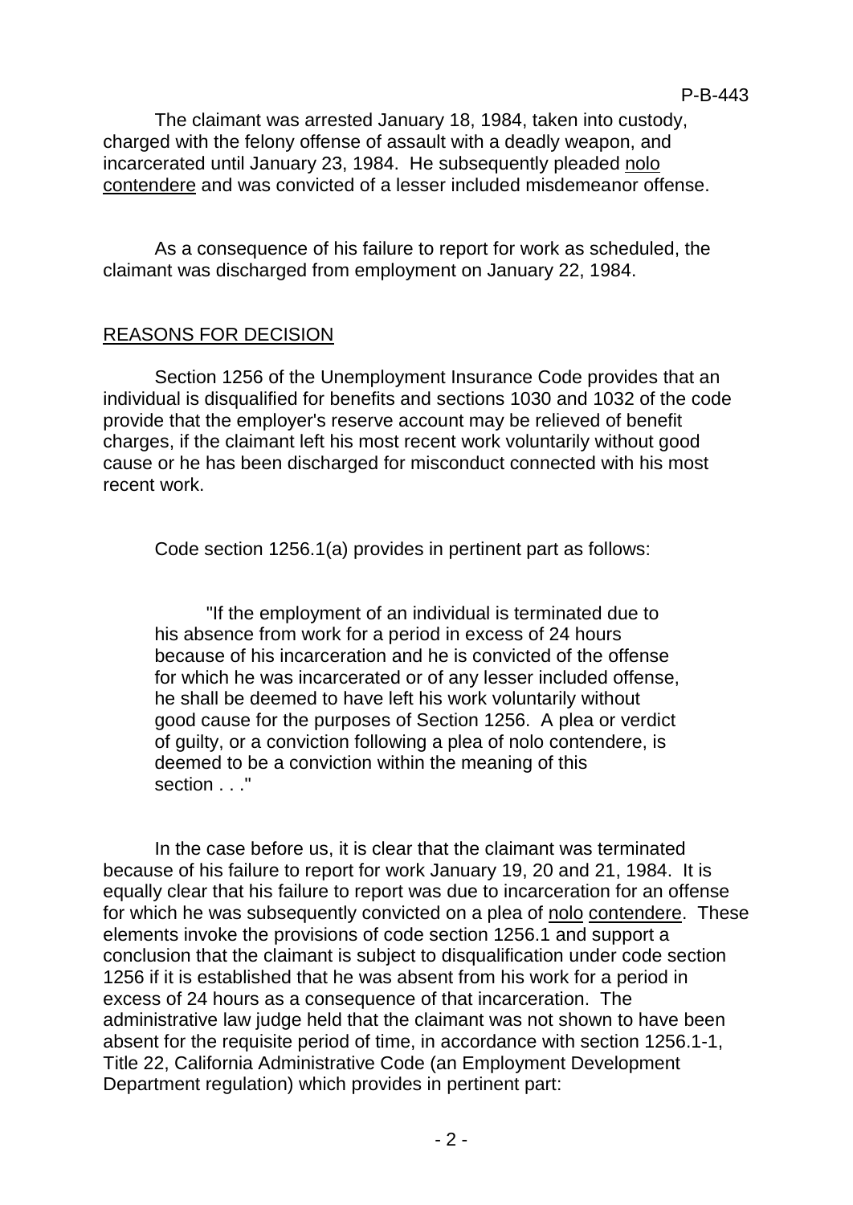The claimant was arrested January 18, 1984, taken into custody, charged with the felony offense of assault with a deadly weapon, and incarcerated until January 23, 1984. He subsequently pleaded nolo contendere and was convicted of a lesser included misdemeanor offense.

As a consequence of his failure to report for work as scheduled, the claimant was discharged from employment on January 22, 1984.

## REASONS FOR DECISION

Section 1256 of the Unemployment Insurance Code provides that an individual is disqualified for benefits and sections 1030 and 1032 of the code provide that the employer's reserve account may be relieved of benefit charges, if the claimant left his most recent work voluntarily without good cause or he has been discharged for misconduct connected with his most recent work.

Code section 1256.1(a) provides in pertinent part as follows:

> "If the employment of an individual is terminated due to his absence from work for a period in excess of 24 hours because of his incarceration and he is convicted of the offense for which he was incarcerated or of any lesser included offense, he shall be deemed to have left his work voluntarily without good cause for the purposes of Section 1256. A plea or verdict of guilty, or a conviction following a plea of nolo contendere, is deemed to be a conviction within the meaning of this section . . ."

In the case before us, it is clear that the claimant was terminated because of his failure to report for work January 19, 20 and 21, 1984. It is equally clear that his failure to report was due to incarceration for an offense for which he was subsequently convicted on a plea of nolo contendere. These elements invoke the provisions of code section 1256.1 and support a conclusion that the claimant is subject to disqualification under code section 1256 if it is established that he was absent from his work for a period in excess of 24 hours as a consequence of that incarceration. The administrative law judge held that the claimant was not shown to have been absent for the requisite period of time, in accordance with section 1256.1-1, Title 22, California Administrative Code (an Employment Development Department regulation) which provides in pertinent part: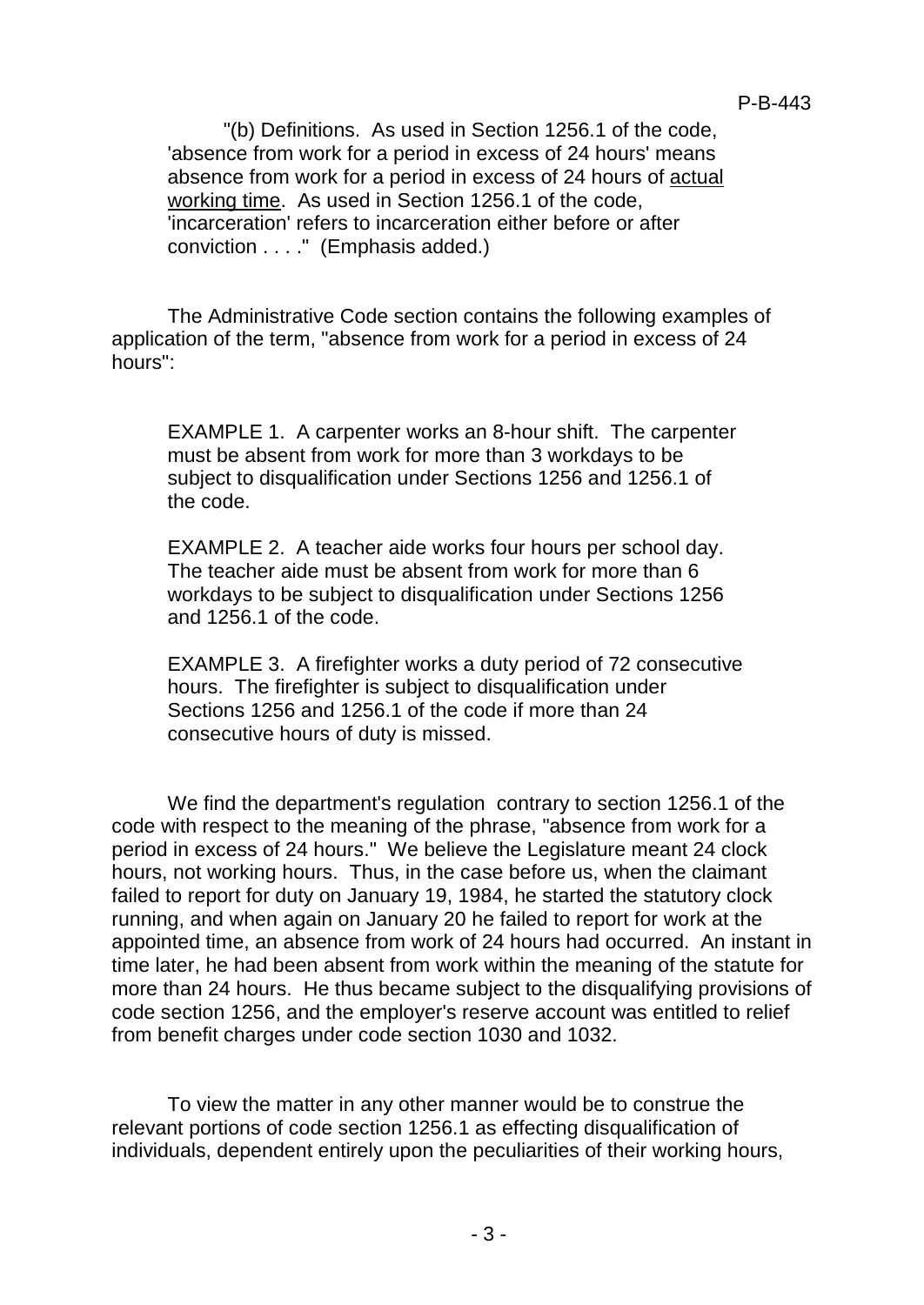"(b) Definitions. As used in Section 1256.1 of the code, 'absence from work for a period in excess of 24 hours' means absence from work for a period in excess of 24 hours of actual working time. As used in Section 1256.1 of the code, 'incarceration' refers to incarceration either before or after conviction . . . ." (Emphasis added.)

The Administrative Code section contains the following examples of application of the term, "absence from work for a period in excess of 24 hours":

> EXAMPLE 1. A carpenter works an 8-hour shift. The carpenter must be absent from work for more than 3 workdays to be subject to disqualification under Sections 1256 and 1256.1 of the code.
>
> EXAMPLE 2. A teacher aide works four hours per school day. The teacher aide must be absent from work for more than 6 workdays to be subject to disqualification under Sections 1256 and 1256.1 of the code.
>
> EXAMPLE 3. A firefighter works a duty period of 72 consecutive hours. The firefighter is subject to disqualification under Sections 1256 and 1256.1 of the code if more than 24 consecutive hours of duty is missed.

We find the department's regulation contrary to section 1256.1 of the code with respect to the meaning of the phrase, "absence from work for a period in excess of 24 hours." We believe the Legislature meant 24 clock hours, not working hours. Thus, in the case before us, when the claimant failed to report for duty on January 19, 1984, he started the statutory clock running, and when again on January 20 he failed to report for work at the appointed time, an absence from work of 24 hours had occurred. An instant in time later, he had been absent from work within the meaning of the statute for more than 24 hours. He thus became subject to the disqualifying provisions of code section 1256, and the employer's reserve account was entitled to relief from benefit charges under code section 1030 and 1032.

To view the matter in any other manner would be to construe the relevant portions of code section 1256.1 as effecting disqualification of individuals, dependent entirely upon the peculiarities of their working hours,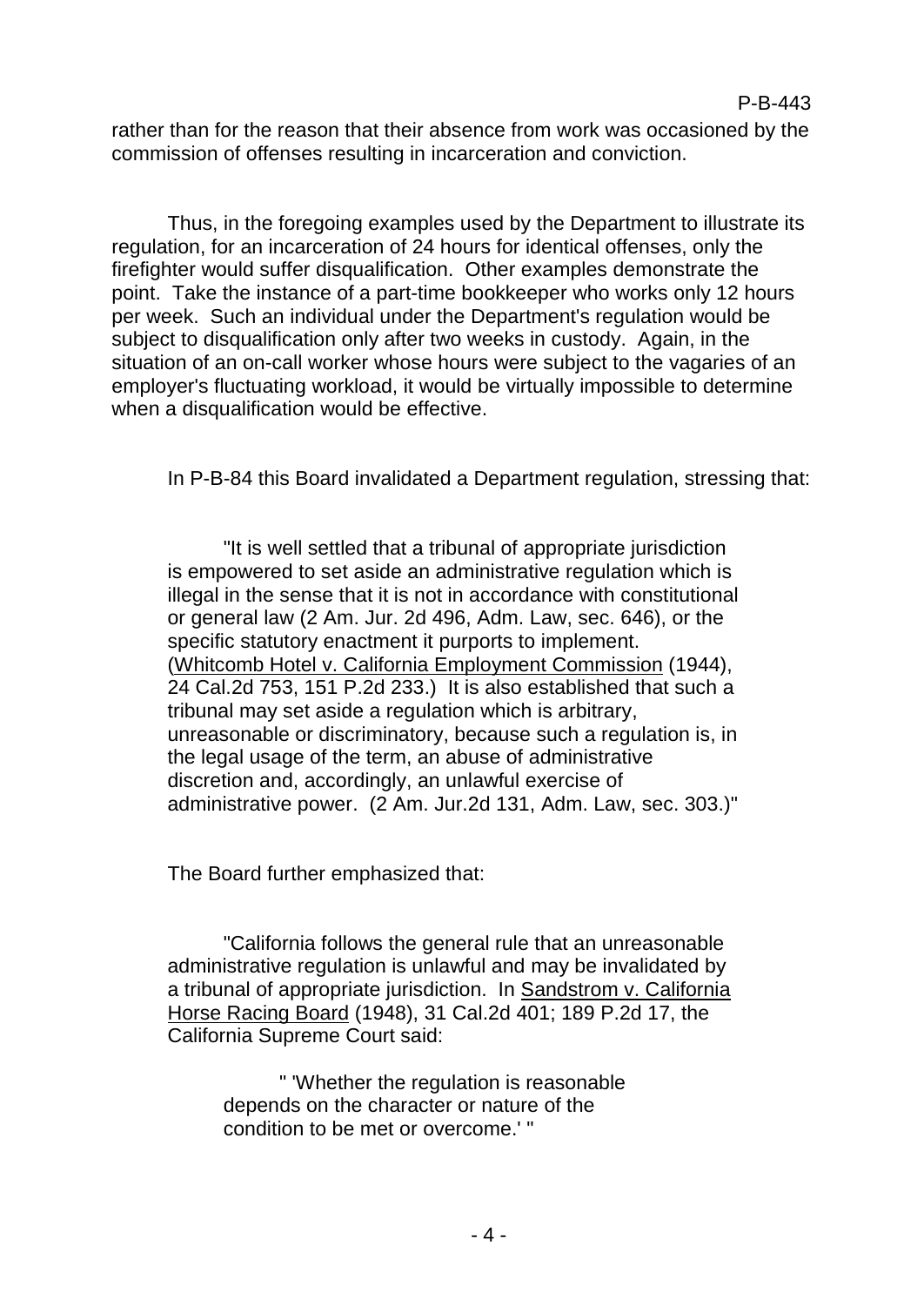rather than for the reason that their absence from work was occasioned by the commission of offenses resulting in incarceration and conviction.

Thus, in the foregoing examples used by the Department to illustrate its regulation, for an incarceration of 24 hours for identical offenses, only the firefighter would suffer disqualification. Other examples demonstrate the point. Take the instance of a part-time bookkeeper who works only 12 hours per week. Such an individual under the Department's regulation would be subject to disqualification only after two weeks in custody. Again, in the situation of an on-call worker whose hours were subject to the vagaries of an employer's fluctuating workload, it would be virtually impossible to determine when a disqualification would be effective.

In P-B-84 this Board invalidated a Department regulation, stressing that:

> "It is well settled that a tribunal of appropriate jurisdiction is empowered to set aside an administrative regulation which is illegal in the sense that it is not in accordance with constitutional or general law (2 Am. Jur. 2d 496, Adm. Law, sec. 646), or the specific statutory enactment it purports to implement. (Whitcomb Hotel v. California Employment Commission (1944), 24 Cal.2d 753, 151 P.2d 233.) It is also established that such a tribunal may set aside a regulation which is arbitrary, unreasonable or discriminatory, because such a regulation is, in the legal usage of the term, an abuse of administrative discretion and, accordingly, an unlawful exercise of administrative power. (2 Am. Jur.2d 131, Adm. Law, sec. 303.)"

The Board further emphasized that:

> "California follows the general rule that an unreasonable administrative regulation is unlawful and may be invalidated by a tribunal of appropriate jurisdiction. In Sandstrom v. California Horse Racing Board (1948), 31 Cal.2d 401; 189 P.2d 17, the California Supreme Court said:
>
> > " 'Whether the regulation is reasonable depends on the character or nature of the condition to be met or overcome.' "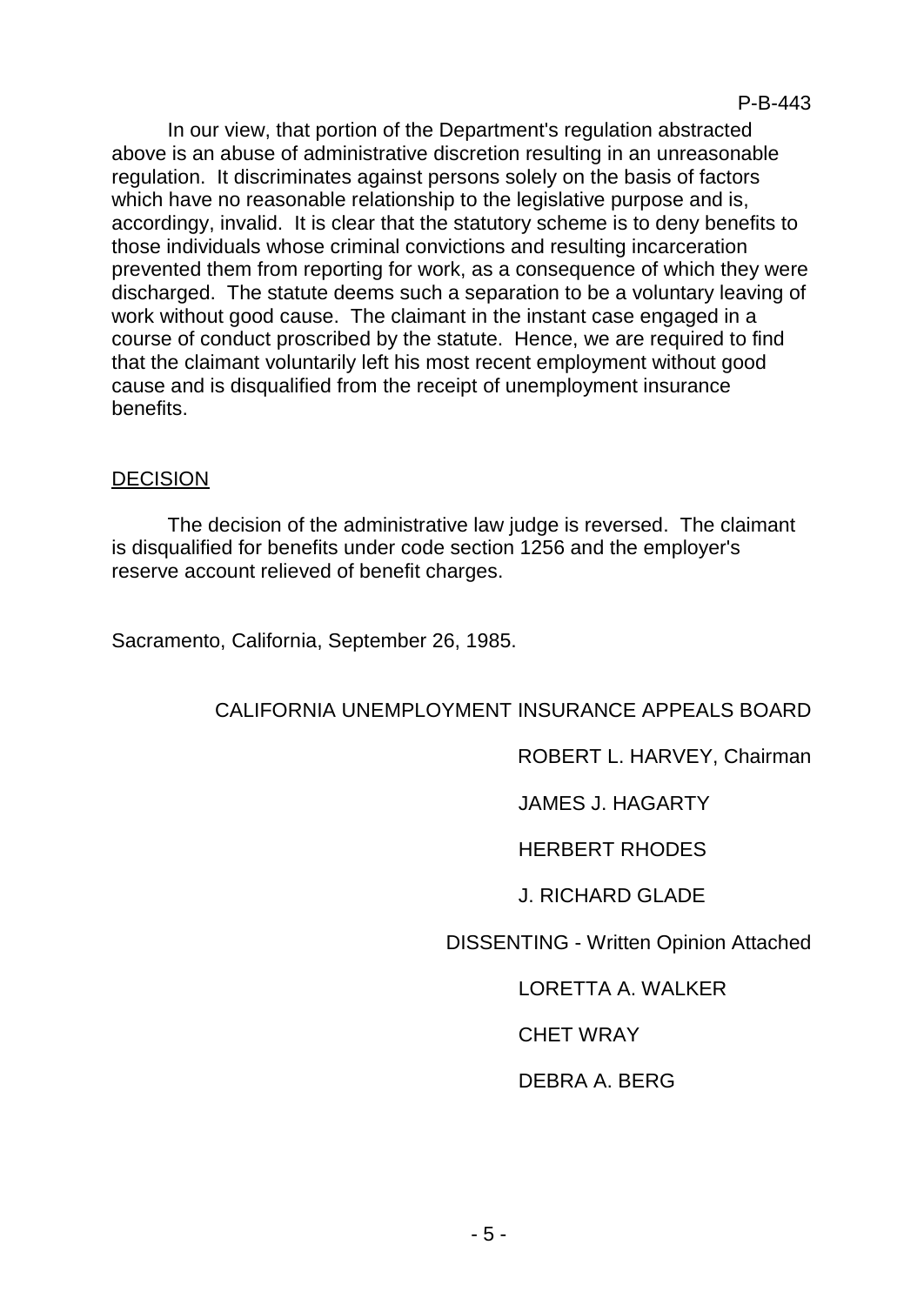In our view, that portion of the Department's regulation abstracted above is an abuse of administrative discretion resulting in an unreasonable regulation. It discriminates against persons solely on the basis of factors which have no reasonable relationship to the legislative purpose and is, accordingy, invalid. It is clear that the statutory scheme is to deny benefits to those individuals whose criminal convictions and resulting incarceration prevented them from reporting for work, as a consequence of which they were discharged. The statute deems such a separation to be a voluntary leaving of work without good cause. The claimant in the instant case engaged in a course of conduct proscribed by the statute. Hence, we are required to find that the claimant voluntarily left his most recent employment without good cause and is disqualified from the receipt of unemployment insurance benefits.

## DECISION

The decision of the administrative law judge is reversed. The claimant is disqualified for benefits under code section 1256 and the employer's reserve account relieved of benefit charges.

Sacramento, California, September 26, 1985.

CALIFORNIA UNEMPLOYMENT INSURANCE APPEALS BOARD

ROBERT L. HARVEY, Chairman

JAMES J. HAGARTY

HERBERT RHODES

J. RICHARD GLADE

DISSENTING - Written Opinion Attached

LORETTA A. WALKER

CHET WRAY

DEBRA A. BERG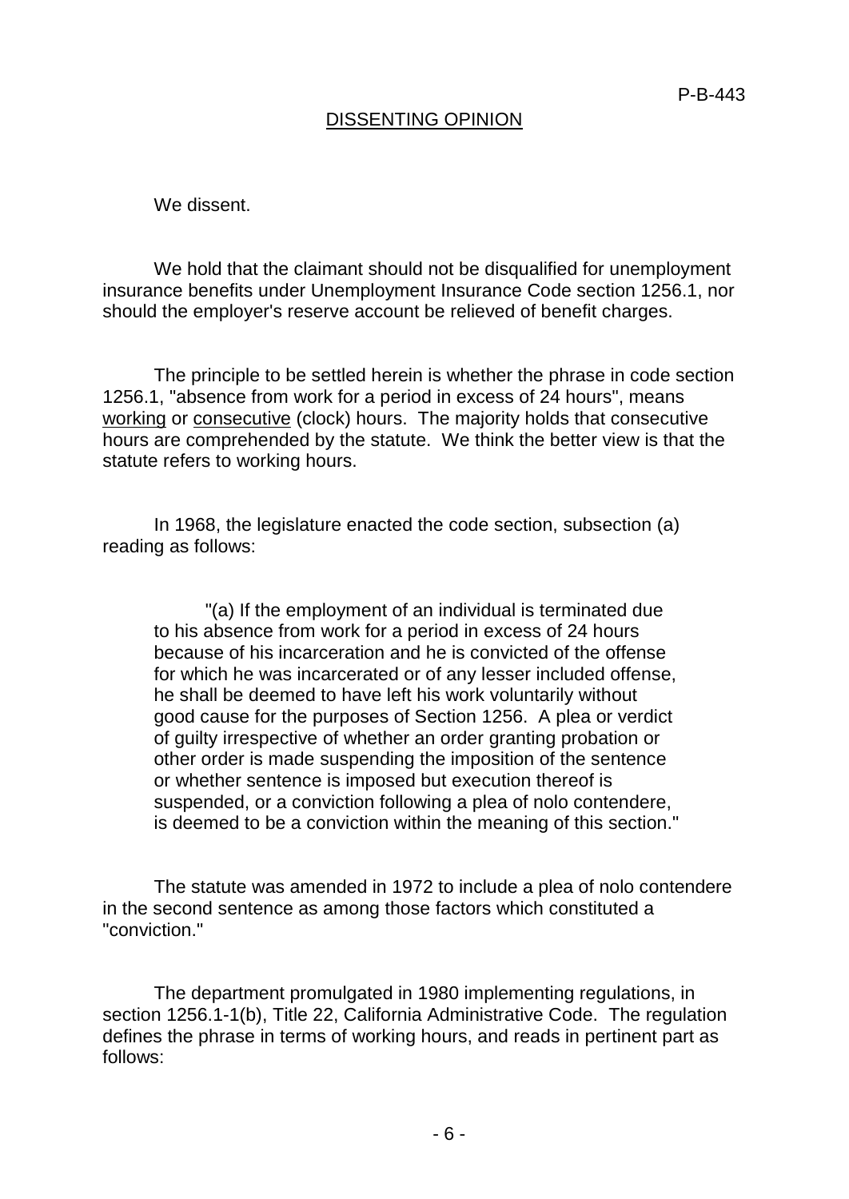## DISSENTING OPINION

We dissent.

We hold that the claimant should not be disqualified for unemployment insurance benefits under Unemployment Insurance Code section 1256.1, nor should the employer's reserve account be relieved of benefit charges.

The principle to be settled herein is whether the phrase in code section 1256.1, "absence from work for a period in excess of 24 hours", means working or consecutive (clock) hours. The majority holds that consecutive hours are comprehended by the statute. We think the better view is that the statute refers to working hours.

In 1968, the legislature enacted the code section, subsection (a) reading as follows:

> "(a) If the employment of an individual is terminated due to his absence from work for a period in excess of 24 hours because of his incarceration and he is convicted of the offense for which he was incarcerated or of any lesser included offense, he shall be deemed to have left his work voluntarily without good cause for the purposes of Section 1256. A plea or verdict of guilty irrespective of whether an order granting probation or other order is made suspending the imposition of the sentence or whether sentence is imposed but execution thereof is suspended, or a conviction following a plea of nolo contendere, is deemed to be a conviction within the meaning of this section."

The statute was amended in 1972 to include a plea of nolo contendere in the second sentence as among those factors which constituted a "conviction."

The department promulgated in 1980 implementing regulations, in section 1256.1-1(b), Title 22, California Administrative Code. The regulation defines the phrase in terms of working hours, and reads in pertinent part as follows: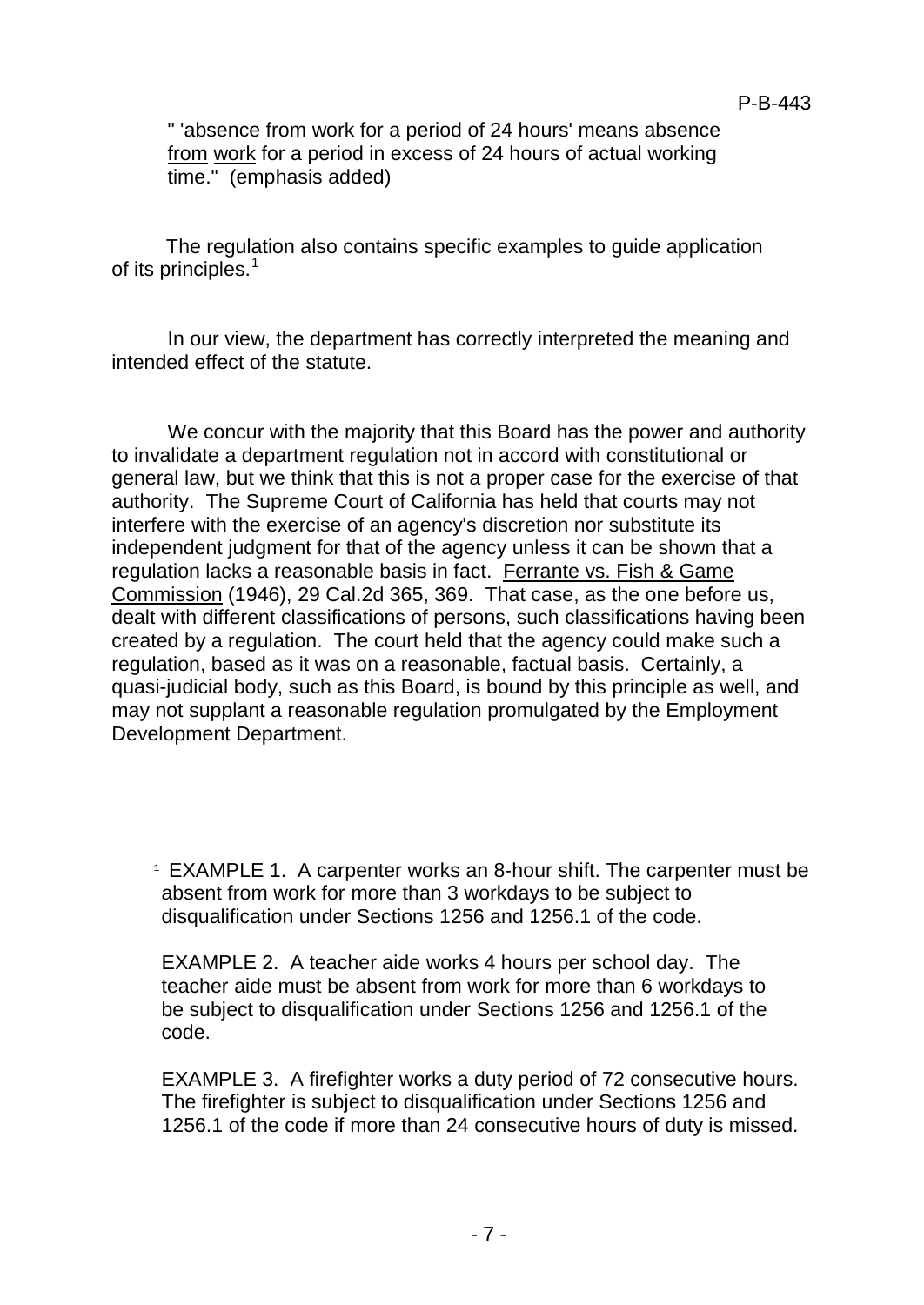" 'absence from work for a period of 24 hours' means absence from work for a period in excess of 24 hours of actual working time." (emphasis added)

The regulation also contains specific examples to guide application of its principles.[1]

In our view, the department has correctly interpreted the meaning and intended effect of the statute.

We concur with the majority that this Board has the power and authority to invalidate a department regulation not in accord with constitutional or general law, but we think that this is not a proper case for the exercise of that authority. The Supreme Court of California has held that courts may not interfere with the exercise of an agency's discretion nor substitute its independent judgment for that of the agency unless it can be shown that a regulation lacks a reasonable basis in fact. Ferrante vs. Fish & Game Commission (1946), 29 Cal.2d 365, 369. That case, as the one before us, dealt with different classifications of persons, such classifications having been created by a regulation. The court held that the agency could make such a regulation, based as it was on a reasonable, factual basis. Certainly, a quasi-judicial body, such as this Board, is bound by this principle as well, and may not supplant a reasonable regulation promulgated by the Employment Development Department.

---

[1] EXAMPLE 1. A carpenter works an 8-hour shift. The carpenter must be absent from work for more than 3 workdays to be subject to disqualification under Sections 1256 and 1256.1 of the code.

EXAMPLE 2. A teacher aide works 4 hours per school day. The teacher aide must be absent from work for more than 6 workdays to be subject to disqualification under Sections 1256 and 1256.1 of the code.

EXAMPLE 3. A firefighter works a duty period of 72 consecutive hours. The firefighter is subject to disqualification under Sections 1256 and 1256.1 of the code if more than 24 consecutive hours of duty is missed.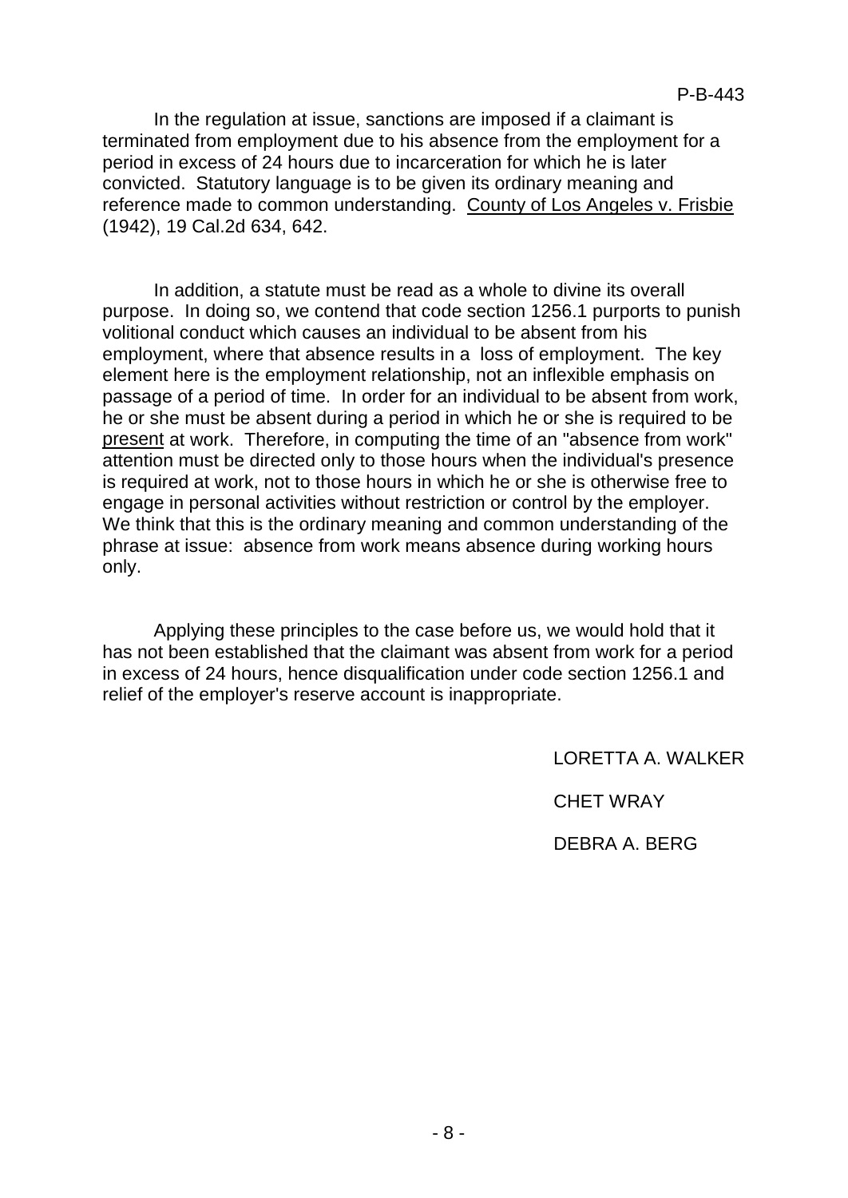In the regulation at issue, sanctions are imposed if a claimant is terminated from employment due to his absence from the employment for a period in excess of 24 hours due to incarceration for which he is later convicted. Statutory language is to be given its ordinary meaning and reference made to common understanding. County of Los Angeles v. Frisbie (1942), 19 Cal.2d 634, 642.

In addition, a statute must be read as a whole to divine its overall purpose. In doing so, we contend that code section 1256.1 purports to punish volitional conduct which causes an individual to be absent from his employment, where that absence results in a loss of employment. The key element here is the employment relationship, not an inflexible emphasis on passage of a period of time. In order for an individual to be absent from work, he or she must be absent during a period in which he or she is required to be present at work. Therefore, in computing the time of an "absence from work" attention must be directed only to those hours when the individual's presence is required at work, not to those hours in which he or she is otherwise free to engage in personal activities without restriction or control by the employer. We think that this is the ordinary meaning and common understanding of the phrase at issue: absence from work means absence during working hours only.

Applying these principles to the case before us, we would hold that it has not been established that the claimant was absent from work for a period in excess of 24 hours, hence disqualification under code section 1256.1 and relief of the employer's reserve account is inappropriate.

LORETTA A. WALKER

CHET WRAY

DEBRA A. BERG